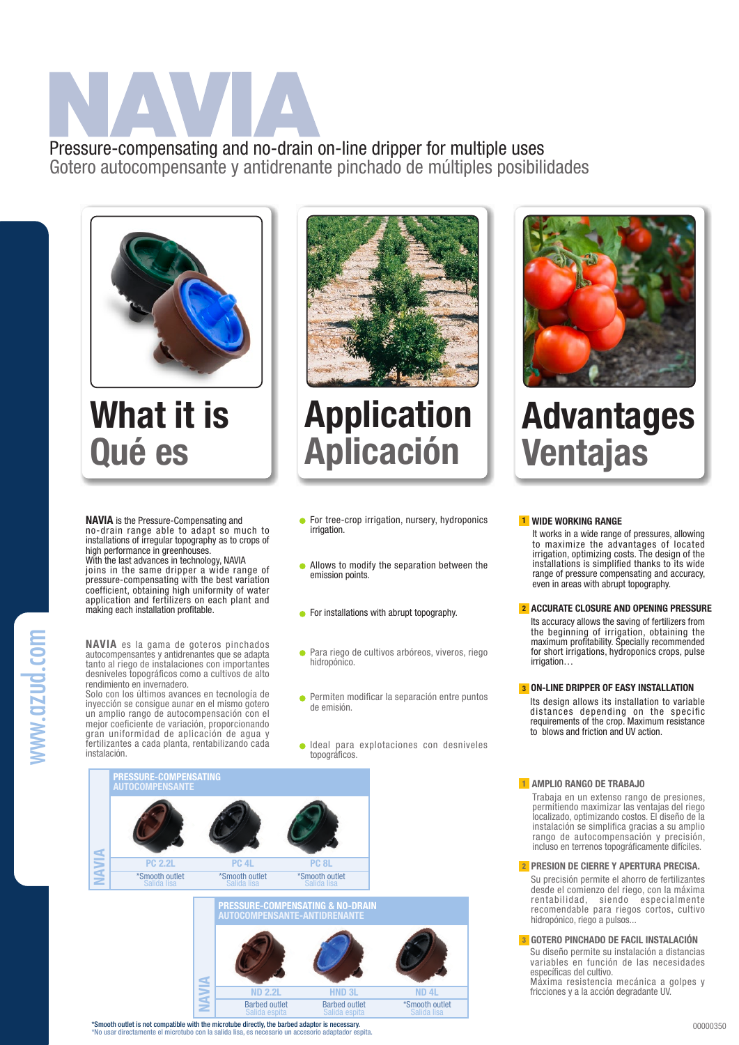# NAVIA

Pressure-compensating and no-drain on-line dripper for multiple uses
Gotero autocompensante y antidrenante pinchado de múltiples posibilidades

## What it is / Qué es

**NAVIA** is the Pressure-Compensating and no-drain range able to adapt so much to installations of irregular topography as to crops of high performance in greenhouses.
With the last advances in technology, NAVIA joins in the same dripper a wide range of pressure-compensating with the best variation coefficient, obtaining high uniformity of water application and fertilizers on each plant and making each installation profitable.

**NAVIA** es la gama de goteros pinchados autocompensantes y antidrenantes que se adapta tanto al riego de instalaciones con importantes desniveles topográficos como a cultivos de alto rendimiento en invernadero.
Solo con los últimos avances en tecnología de inyección se consigue aunar en el mismo gotero un amplio rango de autocompensación con el mejor coeficiente de variación, proporcionando gran uniformidad de aplicación de agua y fertilizantes a cada planta, rentabilizando cada instalación.

## Application / Aplicación

- For tree-crop irrigation, nursery, hydroponics irrigation.
- Allows to modify the separation between the emission points.
- For installations with abrupt topography.
- Para riego de cultivos arbóreos, viveros, riego hidropónico.
- Permiten modificar la separación entre puntos de emisión.
- Ideal para explotaciones con desniveles topográficos.

## Advantages / Ventajas

**1 WIDE WORKING RANGE**

It works in a wide range of pressures, allowing to maximize the advantages of located irrigation, optimizing costs. The design of the installations is simplified thanks to its wide range of pressure compensating and accuracy, even in areas with abrupt topography.

**2 ACCURATE CLOSURE AND OPENING PRESSURE**

Its accuracy allows the saving of fertilizers from the beginning of irrigation, obtaining the maximum profitability. Specially recommended for short irrigations, hydroponics crops, pulse irrigation…

**3 ON-LINE DRIPPER OF EASY INSTALLATION**

Its design allows its installation to variable distances depending on the specific requirements of the crop. Maximum resistance to blows and friction and UV action.

**1 AMPLIO RANGO DE TRABAJO**

Trabaja en un extenso rango de presiones, permitiendo maximizar las ventajas del riego localizado, optimizando costos. El diseño de la instalación se simplifica gracias a su amplio rango de autocompensación y precisión, incluso en terrenos topográficamente difíciles.

**2 PRESION DE CIERRE Y APERTURA PRECISA.**

Su precisión permite el ahorro de fertilizantes desde el comienzo del riego, con la máxima rentabilidad, siendo especialmente recomendable para riegos cortos, cultivo hidropónico, riego a pulsos...

**3 GOTERO PINCHADO DE FACIL INSTALACIÓN**

Su diseño permite su instalación a distancias variables en función de las necesidades específicas del cultivo.
Máxima resistencia mecánica a golpes y fricciones y a la acción degradante UV.

### NAVIA – PRESSURE-COMPENSATING / AUTOCOMPENSANTE

| PC 2.2L | PC 4L | PC 8L |
|---|---|---|
| *Smooth outlet / Salida lisa | *Smooth outlet / Salida lisa | *Smooth outlet / Salida lisa |

### NAVIA – PRESSURE-COMPENSATING & NO-DRAIN / AUTOCOMPENSANTE-ANTIDRENANTE

| ND 2.2L | HND 3L | ND 4L |
|---|---|---|
| Barbed outlet / Salida espita | Barbed outlet / Salida espita | *Smooth outlet / Salida lisa |

*Smooth outlet is not compatible with the microtube directly, the barbed adaptor is necessary.
*No usar directamente el microtubo con la salida lisa, es necesario un accesorio adaptador espita.

www.azud.com

00000350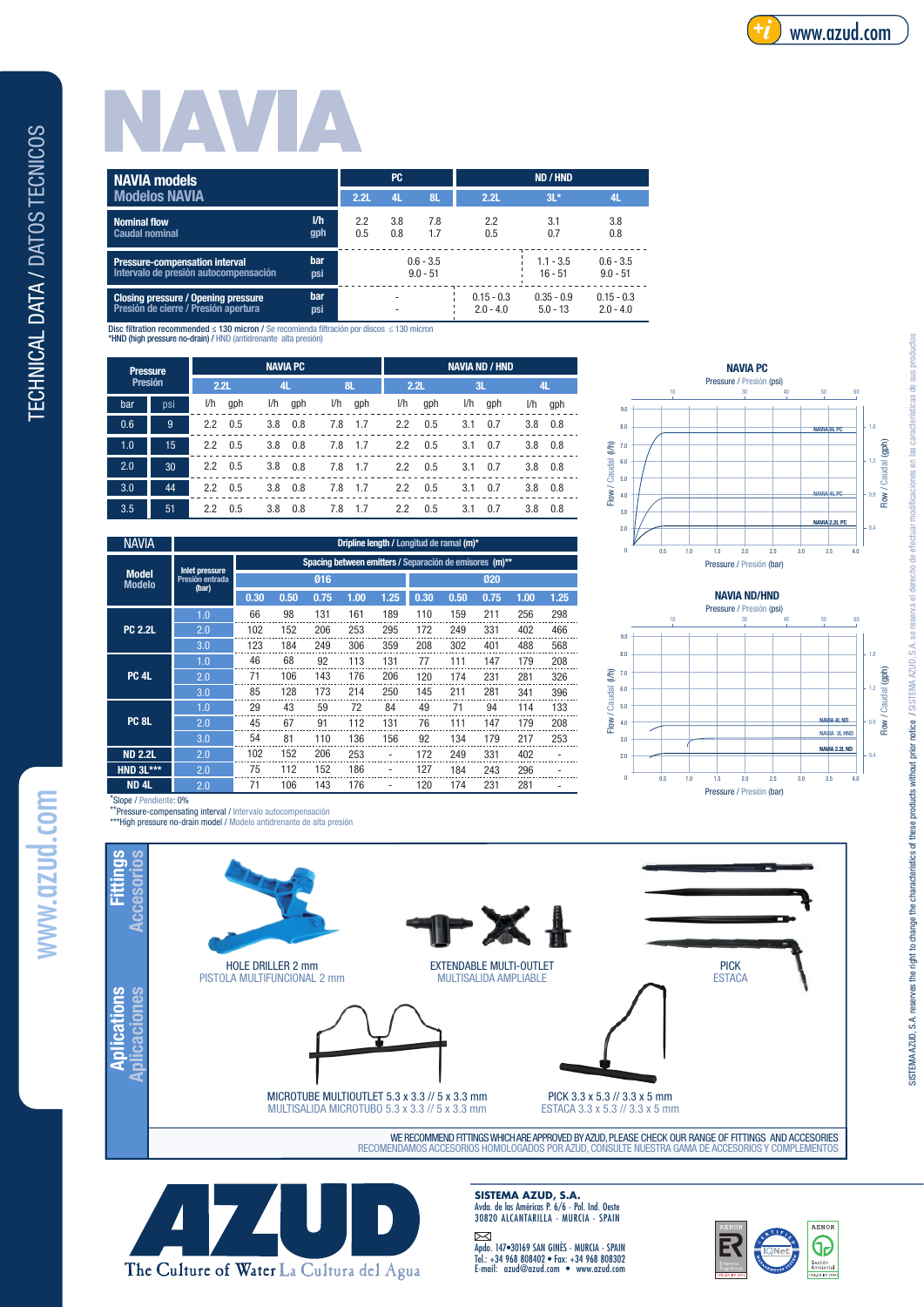# NAVIA

| NAVIA models / Modelos NAVIA | | PC | | | ND / HND | | |
|---|---|---|---|---|---|---|---|
| | | 2.2L | 4L | 8L | 2.2L | 3L* | 4L |
| Nominal flow / Caudal nominal | l/h | 2.2 | 3.8 | 7.8 | 2.2 | 3.1 | 3.8 |
| | gph | 0.5 | 0.8 | 1.7 | 0.5 | 0.7 | 0.8 |
| Pressure-compensation interval / Intervalo de presión autocompensación | bar | 0.6 - 3.5 | | | | 1.1 - 3.5 | 0.6 - 3.5 |
| | psi | 9.0 - 51 | | | | 16 - 51 | 9.0 - 51 |
| Closing pressure / Opening pressure / Presión de cierre / Presión apertura | bar | - | | | 0.15 - 0.3 | 0.35 - 0.9 | 0.15 - 0.3 |
| | psi | - | | | 2.0 - 4.0 | 5.0 - 13 | 2.0 - 4.0 |

Disc filtration recommended ≤ 130 micron / Se recomienda filtración por discos ≤ 130 micron
*HND (high pressure no-drain) / HND (antidrenante alta presión)

| Pressure / Presión | | NAVIA PC | | | | | | NAVIA ND / HND | | | | | |
|---|---|---|---|---|---|---|---|---|---|---|---|---|---|
| | | 2.2L | | 4L | | 8L | | 2.2L | | 3L | | 4L | |
| bar | psi | l/h | gph | l/h | gph | l/h | gph | l/h | gph | l/h | gph | l/h | gph |
| 0.6 | 9 | 2.2 | 0.5 | 3.8 | 0.8 | 7.8 | 1.7 | 2.2 | 0.5 | 3.1 | 0.7 | 3.8 | 0.8 |
| 1.0 | 15 | 2.2 | 0.5 | 3.8 | 0.8 | 7.8 | 1.7 | 2.2 | 0.5 | 3.1 | 0.7 | 3.8 | 0.8 |
| 2.0 | 30 | 2.2 | 0.5 | 3.8 | 0.8 | 7.8 | 1.7 | 2.2 | 0.5 | 3.1 | 0.7 | 3.8 | 0.8 |
| 3.0 | 44 | 2.2 | 0.5 | 3.8 | 0.8 | 7.8 | 1.7 | 2.2 | 0.5 | 3.1 | 0.7 | 3.8 | 0.8 |
| 3.5 | 51 | 2.2 | 0.5 | 3.8 | 0.8 | 7.8 | 1.7 | 2.2 | 0.5 | 3.1 | 0.7 | 3.8 | 0.8 |

NAVIA PC
Pressure / Presión (psi)
10 20 30 40 50 60
Flow / Caudal (l/h)
9.0 8.0 7.0 6.0 5.0 4.0 3.0 2.0 0
NAVIA 8L PC
NAVIA 4L PC
NAVIA 2.2L PC
Flow / Caudal (gph)
1.8 1.3 0.9 0.4
0.5 1.0 1.5 2.0 2.5 3.0 3.5 4.0
Pressure / Presión (bar)

NAVIA ND/HND
Pressure / Presión (psi)
10 20 30 40 50 60
Flow / Caudal (l/h)
9.0 8.0 7.0 6.0 5.0 4.0 3.0 2.0 0
NAVIA 4L ND
NAVIA 3L HND
NAVIA 2.2L ND
Flow / Caudal (gph)
1.8 1.3 0.9 0.4
0.5 1.0 1.5 2.0 2.5 3.0 3.5 4.0
Pressure / Presión (bar)

| NAVIA | | Dripline length / Longitud de ramal (m)* | | | | | | | | | |
|---|---|---|---|---|---|---|---|---|---|---|---|
| | | Spacing between emitters / Separación de emisores (m)** | | | | | | | | | |
| Model / Modelo | Inlet pressure / Presión entrada (bar) | Ø16 | | | | | Ø20 | | | | |
| | | 0.30 | 0.50 | 0.75 | 1.00 | 1.25 | 0.30 | 0.50 | 0.75 | 1.00 | 1.25 |
| PC 2.2L | 1.0 | 66 | 98 | 131 | 161 | 189 | 110 | 159 | 211 | 256 | 298 |
| | 2.0 | 102 | 152 | 206 | 253 | 295 | 172 | 249 | 331 | 402 | 466 |
| | 3.0 | 123 | 184 | 249 | 306 | 359 | 208 | 302 | 401 | 488 | 568 |
| PC 4L | 1.0 | 46 | 68 | 92 | 113 | 131 | 77 | 111 | 147 | 179 | 208 |
| | 2.0 | 71 | 106 | 143 | 176 | 206 | 120 | 174 | 231 | 281 | 326 |
| | 3.0 | 85 | 128 | 173 | 214 | 250 | 145 | 211 | 281 | 341 | 396 |
| PC 8L | 1.0 | 29 | 43 | 59 | 72 | 84 | 49 | 71 | 94 | 114 | 133 |
| | 2.0 | 45 | 67 | 91 | 112 | 131 | 76 | 111 | 147 | 179 | 208 |
| | 3.0 | 54 | 81 | 110 | 136 | 156 | 92 | 134 | 179 | 217 | 253 |
| ND 2.2L | 2.0 | 102 | 152 | 206 | 253 | - | 172 | 249 | 331 | 402 | - |
| HND 3L*** | 2.0 | 75 | 112 | 152 | 186 | - | 127 | 184 | 243 | 296 | - |
| ND 4L | 2.0 | 71 | 106 | 143 | 176 | - | 120 | 174 | 231 | 281 | - |

*Slope / Pendiente: 0%
**Pressure-compensating interval / Intervalo autocompensación
***High pressure no-drain model / Modelo antidrenante de alta presión

## Fittings / Accesorios — Aplications / Aplicaciones

HOLE DRILLER 2 mm
PISTOLA MULTIFUNCIONAL 2 mm

EXTENDABLE MULTI-OUTLET
MULTISALIDA AMPLIABLE

PICK
ESTACA

MICROTUBE MULTIOUTLET 5.3 x 3.3 // 5 x 3.3 mm
MULTISALIDA MICROTUBO 5.3 x 3.3 // 5 x 3.3 mm

PICK 3.3 x 5.3 // 3.3 x 5 mm
ESTACA 3.3 x 5.3 // 3.3 x 5 mm

WE RECOMMEND FITTINGS WHICH ARE APPROVED BY AZUD, PLEASE CHECK OUR RANGE OF FITTINGS AND ACCESORIES
RECOMENDAMOS ACCESORIOS HOMOLOGADOS POR AZUD, CONSULTE NUESTRA GAMA DE ACCESORIOS Y COMPLEMENTOS

AZUD
The Culture of Water La Cultura del Agua

**SISTEMA AZUD, S.A.**
Avda. de las Américas P. 6/6 - Pol. Ind. Oeste
30820 ALCANTARILLA - MURCIA - SPAIN

Apdo. 147•30169 SAN GINÉS - MURCIA - SPAIN
Tel.: +34 968 808402 • Fax: +34 968 808302
E-mail: azud@azud.com • www.azud.com

SISTEMA AZUD, S.A. reserves the right to change the characteristics of these products without prior notice / SISTEMA AZUD, S.A. se reserva el derecho de efectuar modificaciones en las características de sus productos